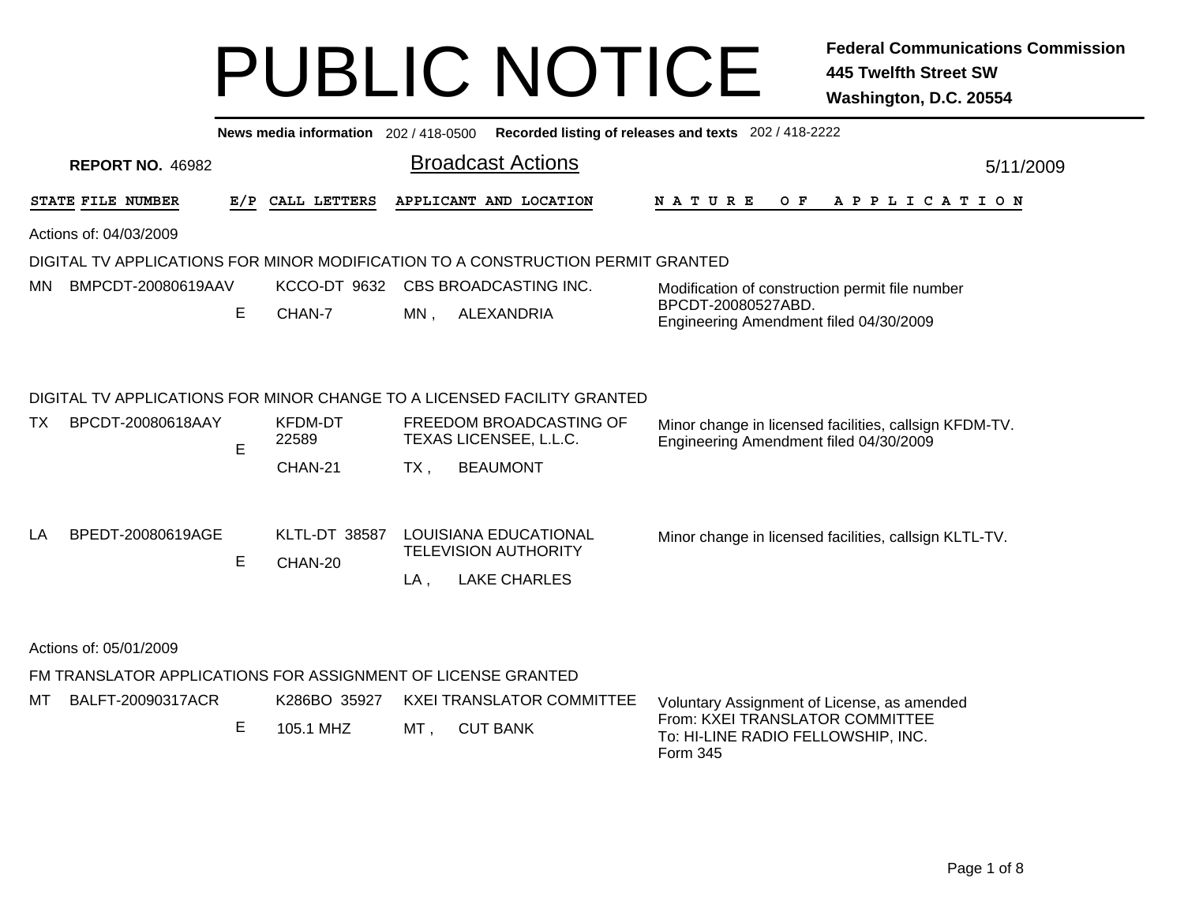# PUBLIC NOTICE

**Federal Communications Commission**
**445 Twelfth Street SW**
**Washington, D.C. 20554**

**News media information** 202 / 418-0500 **Recorded listing of releases and texts** 202 / 418-2222

**REPORT NO.** 46982

## Broadcast Actions

5/11/2009

| STATE | FILE NUMBER | E/P | CALL LETTERS | APPLICANT AND LOCATION | NATURE OF APPLICATION |
|---|---|---|---|---|---|

Actions of: 04/03/2009

### DIGITAL TV APPLICATIONS FOR MINOR MODIFICATION TO A CONSTRUCTION PERMIT GRANTED

| STATE | FILE NUMBER | E/P | CALL LETTERS | APPLICANT AND LOCATION | NATURE OF APPLICATION |
|---|---|---|---|---|---|
| MN | BMPCDT-20080619AAV | E | KCCO-DT 9632 CHAN-7 | CBS BROADCASTING INC. MN , ALEXANDRIA | Modification of construction permit file number BPCDT-20080527ABD. Engineering Amendment filed 04/30/2009 |

### DIGITAL TV APPLICATIONS FOR MINOR CHANGE TO A LICENSED FACILITY GRANTED

| STATE | FILE NUMBER | E/P | CALL LETTERS | APPLICANT AND LOCATION | NATURE OF APPLICATION |
|---|---|---|---|---|---|
| TX | BPCDT-20080618AAY | E | KFDM-DT 22589 CHAN-21 | FREEDOM BROADCASTING OF TEXAS LICENSEE, L.L.C. TX , BEAUMONT | Minor change in licensed facilities, callsign KFDM-TV. Engineering Amendment filed 04/30/2009 |
| LA | BPEDT-20080619AGE | E | KLTL-DT 38587 CHAN-20 | LOUISIANA EDUCATIONAL TELEVISION AUTHORITY LA , LAKE CHARLES | Minor change in licensed facilities, callsign KLTL-TV. |

Actions of: 05/01/2009

### FM TRANSLATOR APPLICATIONS FOR ASSIGNMENT OF LICENSE GRANTED

| STATE | FILE NUMBER | E/P | CALL LETTERS | APPLICANT AND LOCATION | NATURE OF APPLICATION |
|---|---|---|---|---|---|
| MT | BALFT-20090317ACR | E | K286BO 35927 105.1 MHZ | KXEI TRANSLATOR COMMITTEE MT , CUT BANK | Voluntary Assignment of License, as amended From: KXEI TRANSLATOR COMMITTEE To: HI-LINE RADIO FELLOWSHIP, INC. Form 345 |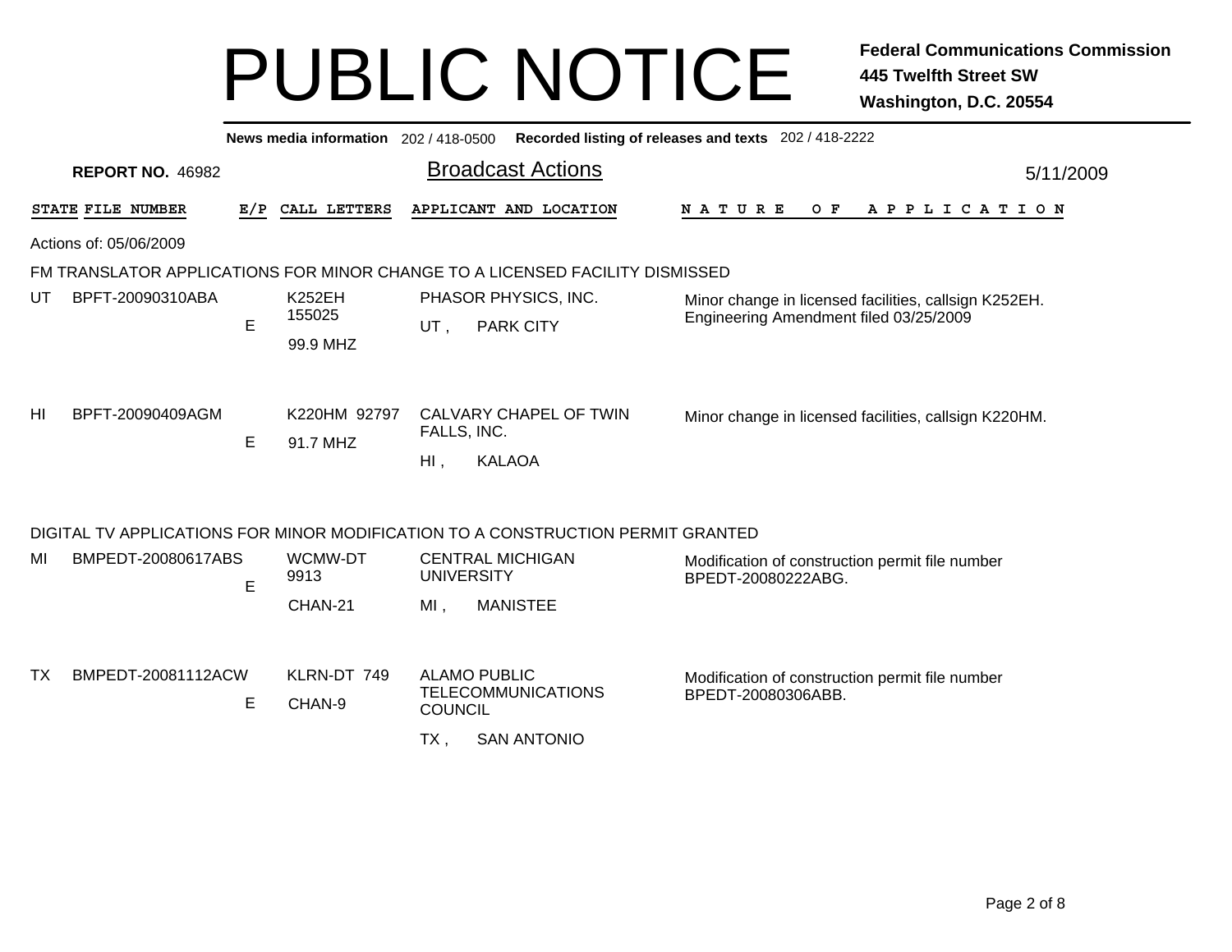# PUBLIC NOTICE

**Federal Communications Commission**
**445 Twelfth Street SW**
**Washington, D.C. 20554**

**News media information** 202 / 418-0500 **Recorded listing of releases and texts** 202 / 418-2222

**REPORT NO.** 46982

## Broadcast Actions

5/11/2009

Actions of: 05/06/2009

### FM TRANSLATOR APPLICATIONS FOR MINOR CHANGE TO A LICENSED FACILITY DISMISSED

| STATE | FILE NUMBER | E/P | CALL LETTERS | APPLICANT AND LOCATION | NATURE OF APPLICATION |
|---|---|---|---|---|---|
| UT | BPFT-20090310ABA | E | K252EH 155025 99.9 MHZ | PHASOR PHYSICS, INC. UT , PARK CITY | Minor change in licensed facilities, callsign K252EH. Engineering Amendment filed 03/25/2009 |
| HI | BPFT-20090409AGM | E | K220HM 92797 91.7 MHZ | CALVARY CHAPEL OF TWIN FALLS, INC. HI , KALAOA | Minor change in licensed facilities, callsign K220HM. |

### DIGITAL TV APPLICATIONS FOR MINOR MODIFICATION TO A CONSTRUCTION PERMIT GRANTED

| STATE | FILE NUMBER | E/P | CALL LETTERS | APPLICANT AND LOCATION | NATURE OF APPLICATION |
|---|---|---|---|---|---|
| MI | BMPEDT-20080617ABS | E | WCMW-DT 9913 CHAN-21 | CENTRAL MICHIGAN UNIVERSITY MI , MANISTEE | Modification of construction permit file number BPEDT-20080222ABG. |
| TX | BMPEDT-20081112ACW | E | KLRN-DT 749 CHAN-9 | ALAMO PUBLIC TELECOMMUNICATIONS COUNCIL TX , SAN ANTONIO | Modification of construction permit file number BPEDT-20080306ABB. |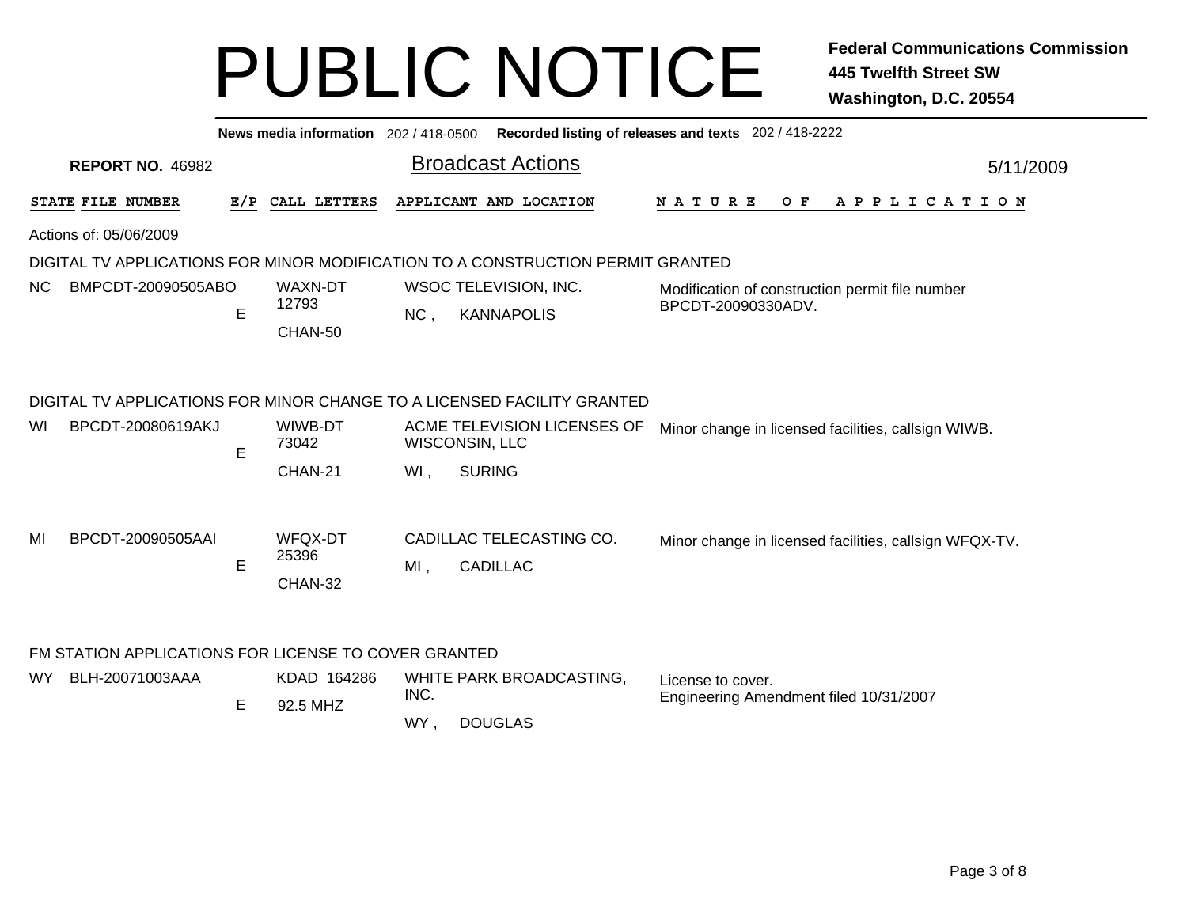# PUBLIC NOTICE

**Federal Communications Commission**
**445 Twelfth Street SW**
**Washington, D.C. 20554**

**News media information** 202 / 418-0500 **Recorded listing of releases and texts** 202 / 418-2222

**REPORT NO.** 46982

## Broadcast Actions

5/11/2009

Actions of: 05/06/2009

### DIGITAL TV APPLICATIONS FOR MINOR MODIFICATION TO A CONSTRUCTION PERMIT GRANTED

| STATE | FILE NUMBER | E/P | CALL LETTERS | APPLICANT AND LOCATION | NATURE OF APPLICATION |
|---|---|---|---|---|---|
| NC | BMPCDT-20090505ABO | E | WAXN-DT 12793 CHAN-50 | WSOC TELEVISION, INC. NC , KANNAPOLIS | Modification of construction permit file number BPCDT-20090330ADV. |

### DIGITAL TV APPLICATIONS FOR MINOR CHANGE TO A LICENSED FACILITY GRANTED

| STATE | FILE NUMBER | E/P | CALL LETTERS | APPLICANT AND LOCATION | NATURE OF APPLICATION |
|---|---|---|---|---|---|
| WI | BPCDT-20080619AKJ | E | WIWB-DT 73042 CHAN-21 | ACME TELEVISION LICENSES OF WISCONSIN, LLC WI , SURING | Minor change in licensed facilities, callsign WIWB. |
| MI | BPCDT-20090505AAI | E | WFQX-DT 25396 CHAN-32 | CADILLAC TELECASTING CO. MI , CADILLAC | Minor change in licensed facilities, callsign WFQX-TV. |

### FM STATION APPLICATIONS FOR LICENSE TO COVER GRANTED

| STATE | FILE NUMBER | E/P | CALL LETTERS | APPLICANT AND LOCATION | NATURE OF APPLICATION |
|---|---|---|---|---|---|
| WY | BLH-20071003AAA | E | KDAD 164286 92.5 MHZ | WHITE PARK BROADCASTING, INC. WY , DOUGLAS | License to cover. Engineering Amendment filed 10/31/2007 |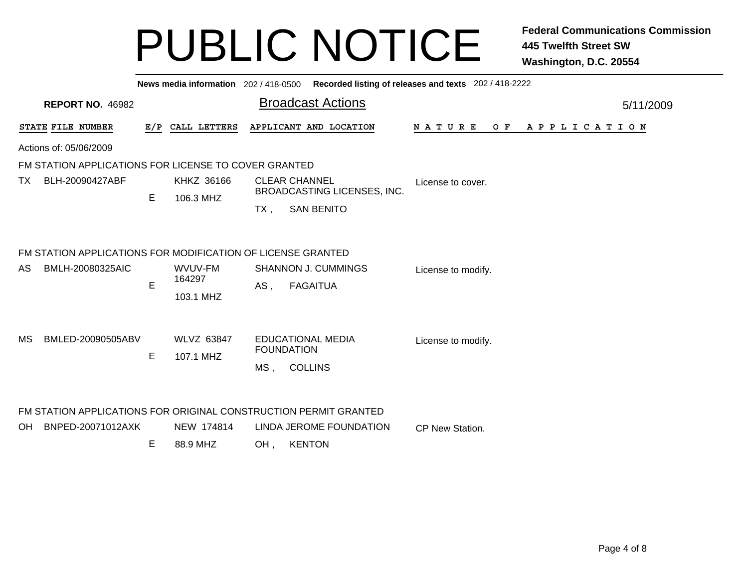# PUBLIC NOTICE

**Federal Communications Commission**
**445 Twelfth Street SW**
**Washington, D.C. 20554**

**News media information** 202 / 418-0500 **Recorded listing of releases and texts** 202 / 418-2222

**REPORT NO.** 46982

## Broadcast Actions

5/11/2009

| STATE | FILE NUMBER | E/P | CALL LETTERS | APPLICANT AND LOCATION | NATURE OF APPLICATION |
|---|---|---|---|---|---|

Actions of: 05/06/2009

### FM STATION APPLICATIONS FOR LICENSE TO COVER GRANTED

| STATE | FILE NUMBER | E/P | CALL LETTERS | APPLICANT AND LOCATION | NATURE OF APPLICATION |
|---|---|---|---|---|---|
| TX | BLH-20090427ABF | E | KHKZ 36166<br>106.3 MHZ | CLEAR CHANNEL BROADCASTING LICENSES, INC.<br>TX , SAN BENITO | License to cover. |

### FM STATION APPLICATIONS FOR MODIFICATION OF LICENSE GRANTED

| STATE | FILE NUMBER | E/P | CALL LETTERS | APPLICANT AND LOCATION | NATURE OF APPLICATION |
|---|---|---|---|---|---|
| AS | BMLH-20080325AIC | E | WVUV-FM 164297<br>103.1 MHZ | SHANNON J. CUMMINGS<br>AS , FAGAITUA | License to modify. |
| MS | BMLED-20090505ABV | E | WLVZ 63847<br>107.1 MHZ | EDUCATIONAL MEDIA FOUNDATION<br>MS , COLLINS | License to modify. |

### FM STATION APPLICATIONS FOR ORIGINAL CONSTRUCTION PERMIT GRANTED

| STATE | FILE NUMBER | E/P | CALL LETTERS | APPLICANT AND LOCATION | NATURE OF APPLICATION |
|---|---|---|---|---|---|
| OH | BNPED-20071012AXK | E | NEW 174814<br>88.9 MHZ | LINDA JEROME FOUNDATION<br>OH , KENTON | CP New Station. |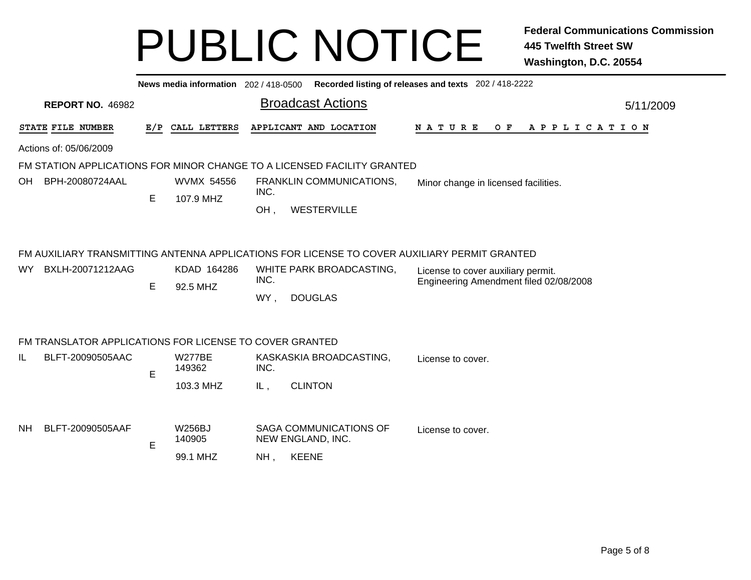# PUBLIC NOTICE

**Federal Communications Commission**
**445 Twelfth Street SW**
**Washington, D.C. 20554**

**News media information** 202 / 418-0500 **Recorded listing of releases and texts** 202 / 418-2222

**REPORT NO.** 46982

## Broadcast Actions

5/11/2009

Actions of: 05/06/2009

### FM STATION APPLICATIONS FOR MINOR CHANGE TO A LICENSED FACILITY GRANTED

| STATE | FILE NUMBER | E/P | CALL LETTERS | APPLICANT AND LOCATION | NATURE OF APPLICATION |
|---|---|---|---|---|---|
| OH | BPH-20080724AAL | E | WVMX 54556<br>107.9 MHZ | FRANKLIN COMMUNICATIONS, INC.<br>OH , WESTERVILLE | Minor change in licensed facilities. |

### FM AUXILIARY TRANSMITTING ANTENNA APPLICATIONS FOR LICENSE TO COVER AUXILIARY PERMIT GRANTED

| STATE | FILE NUMBER | E/P | CALL LETTERS | APPLICANT AND LOCATION | NATURE OF APPLICATION |
|---|---|---|---|---|---|
| WY | BXLH-20071212AAG | E | KDAD 164286<br>92.5 MHZ | WHITE PARK BROADCASTING, INC.<br>WY , DOUGLAS | License to cover auxiliary permit.<br>Engineering Amendment filed 02/08/2008 |

### FM TRANSLATOR APPLICATIONS FOR LICENSE TO COVER GRANTED

| STATE | FILE NUMBER | E/P | CALL LETTERS | APPLICANT AND LOCATION | NATURE OF APPLICATION |
|---|---|---|---|---|---|
| IL | BLFT-20090505AAC | E | W277BE 149362<br>103.3 MHZ | KASKASKIA BROADCASTING, INC.<br>IL , CLINTON | License to cover. |
| NH | BLFT-20090505AAF | E | W256BJ 140905<br>99.1 MHZ | SAGA COMMUNICATIONS OF NEW ENGLAND, INC.<br>NH , KEENE | License to cover. |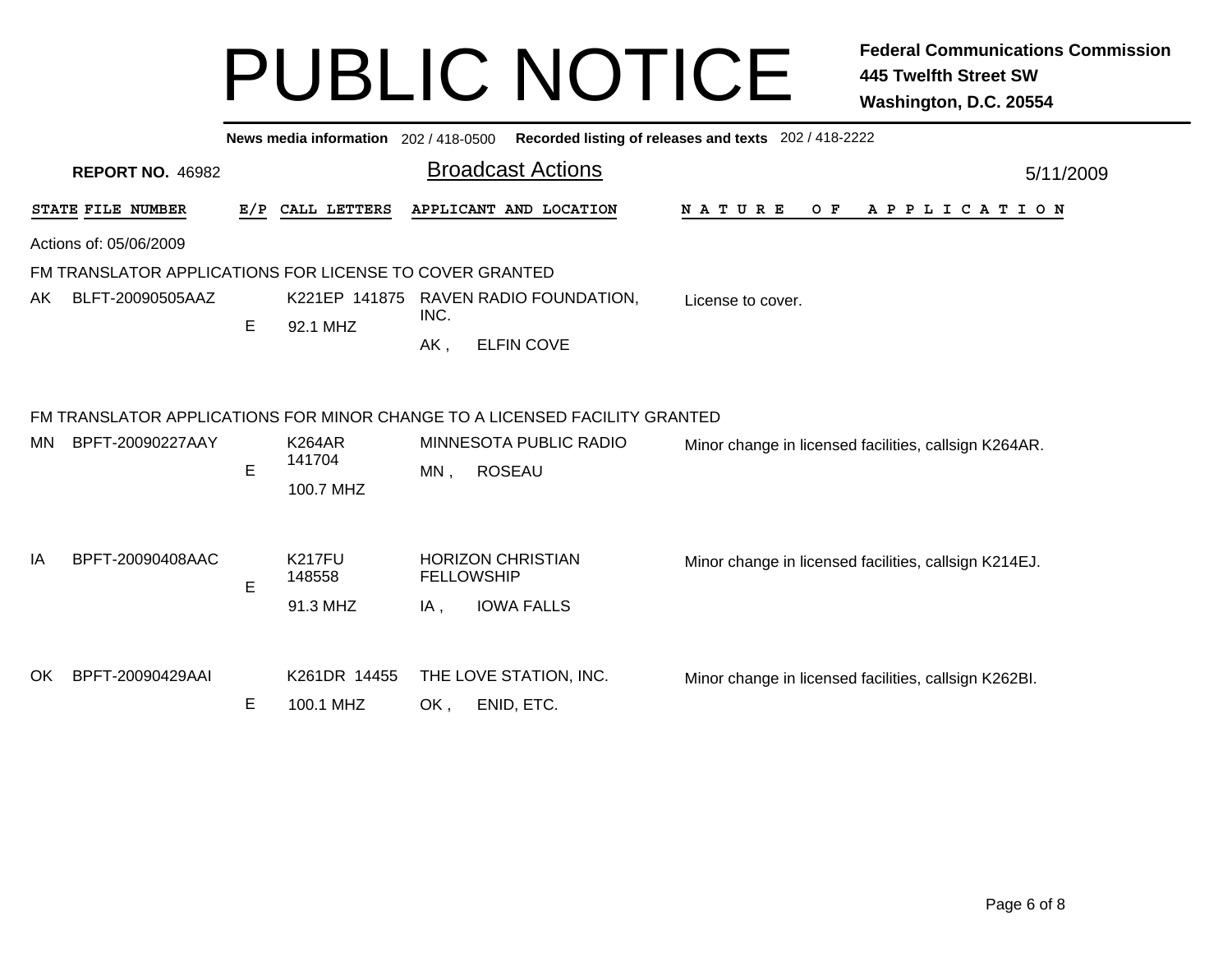# PUBLIC NOTICE

**Federal Communications Commission**
**445 Twelfth Street SW**
**Washington, D.C. 20554**

**News media information** 202 / 418-0500 **Recorded listing of releases and texts** 202 / 418-2222

**REPORT NO.** 46982

## Broadcast Actions

5/11/2009

Actions of: 05/06/2009

### FM TRANSLATOR APPLICATIONS FOR LICENSE TO COVER GRANTED

| STATE | FILE NUMBER | E/P | CALL LETTERS | APPLICANT AND LOCATION | NATURE OF APPLICATION |
|---|---|---|---|---|---|
| AK | BLFT-20090505AAZ | E | K221EP 141875<br>92.1 MHZ | RAVEN RADIO FOUNDATION, INC.<br>AK , ELFIN COVE | License to cover. |

### FM TRANSLATOR APPLICATIONS FOR MINOR CHANGE TO A LICENSED FACILITY GRANTED

| STATE | FILE NUMBER | E/P | CALL LETTERS | APPLICANT AND LOCATION | NATURE OF APPLICATION |
|---|---|---|---|---|---|
| MN | BPFT-20090227AAY | E | K264AR 141704<br>100.7 MHZ | MINNESOTA PUBLIC RADIO<br>MN , ROSEAU | Minor change in licensed facilities, callsign K264AR. |
| IA | BPFT-20090408AAC | E | K217FU 148558<br>91.3 MHZ | HORIZON CHRISTIAN FELLOWSHIP<br>IA , IOWA FALLS | Minor change in licensed facilities, callsign K214EJ. |
| OK | BPFT-20090429AAI | E | K261DR 14455<br>100.1 MHZ | THE LOVE STATION, INC.<br>OK , ENID, ETC. | Minor change in licensed facilities, callsign K262BI. |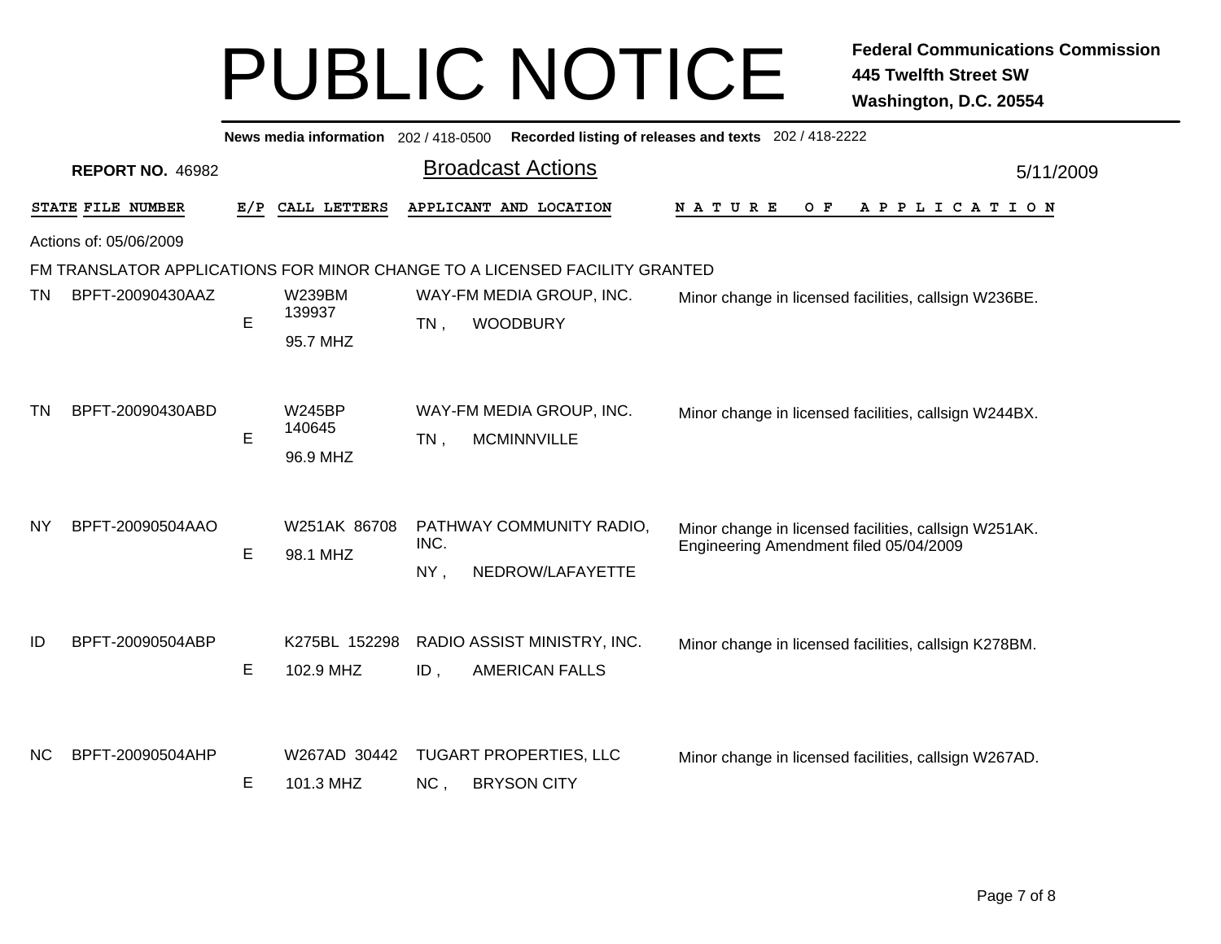# PUBLIC NOTICE

**Federal Communications Commission**
**445 Twelfth Street SW**
**Washington, D.C. 20554**

**News media information** 202 / 418-0500 **Recorded listing of releases and texts** 202 / 418-2222

**REPORT NO.** 46982

## Broadcast Actions

5/11/2009

Actions of: 05/06/2009

FM TRANSLATOR APPLICATIONS FOR MINOR CHANGE TO A LICENSED FACILITY GRANTED

| STATE | FILE NUMBER | E/P | CALL LETTERS | APPLICANT AND LOCATION | NATURE OF APPLICATION |
|---|---|---|---|---|---|
| TN | BPFT-20090430AAZ | E | W239BM 139937 95.7 MHZ | WAY-FM MEDIA GROUP, INC. TN , WOODBURY | Minor change in licensed facilities, callsign W236BE. |
| TN | BPFT-20090430ABD | E | W245BP 140645 96.9 MHZ | WAY-FM MEDIA GROUP, INC. TN , MCMINNVILLE | Minor change in licensed facilities, callsign W244BX. |
| NY | BPFT-20090504AAO | E | W251AK 86708 98.1 MHZ | PATHWAY COMMUNITY RADIO, INC. NY , NEDROW/LAFAYETTE | Minor change in licensed facilities, callsign W251AK. Engineering Amendment filed 05/04/2009 |
| ID | BPFT-20090504ABP | E | K275BL 152298 102.9 MHZ | RADIO ASSIST MINISTRY, INC. ID , AMERICAN FALLS | Minor change in licensed facilities, callsign K278BM. |
| NC | BPFT-20090504AHP | E | W267AD 30442 101.3 MHZ | TUGART PROPERTIES, LLC NC , BRYSON CITY | Minor change in licensed facilities, callsign W267AD. |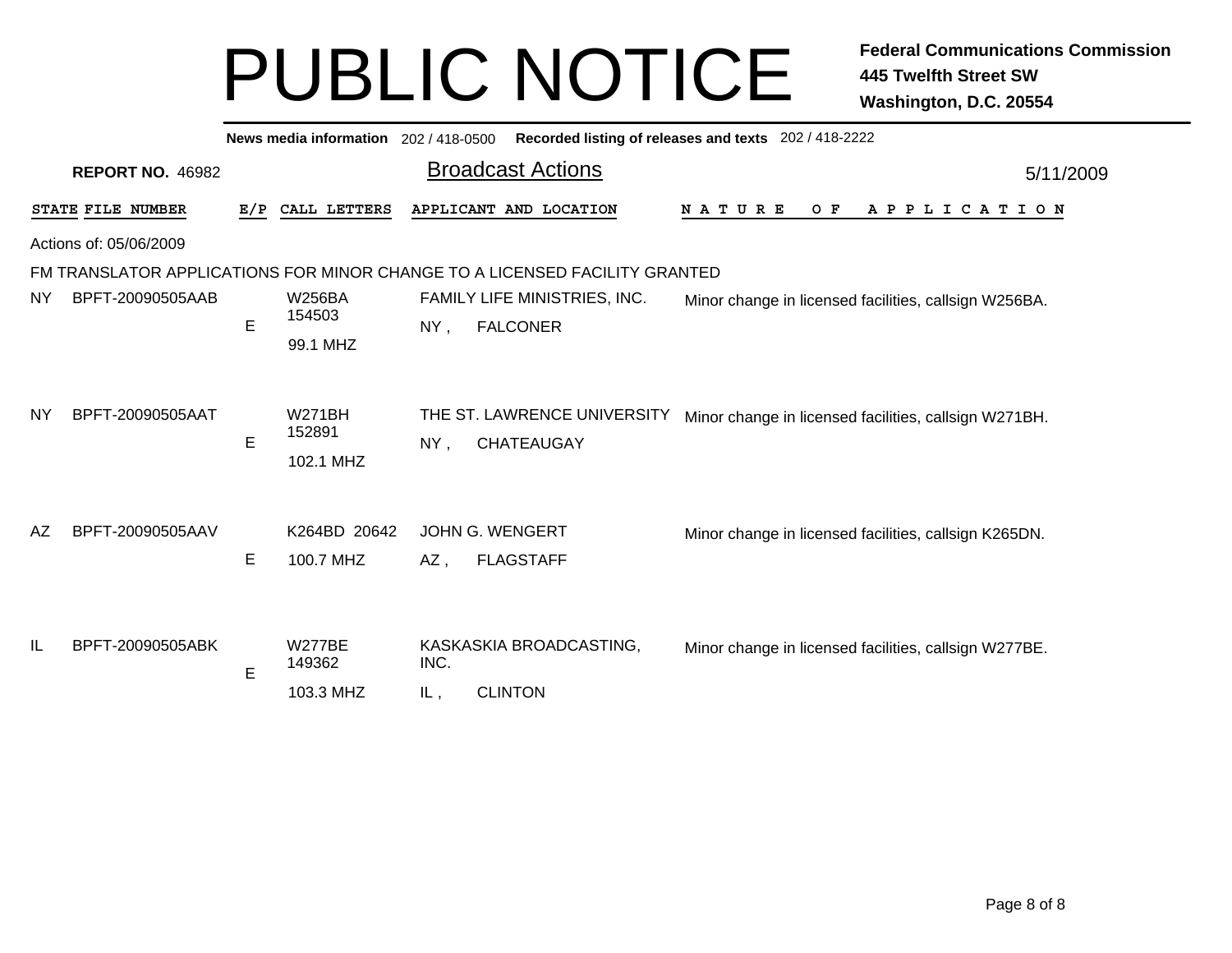# PUBLIC NOTICE

**Federal Communications Commission**
**445 Twelfth Street SW**
**Washington, D.C. 20554**

**News media information** 202 / 418-0500 **Recorded listing of releases and texts** 202 / 418-2222

**REPORT NO.** 46982

## Broadcast Actions

5/11/2009

Actions of: 05/06/2009

FM TRANSLATOR APPLICATIONS FOR MINOR CHANGE TO A LICENSED FACILITY GRANTED

| STATE | FILE NUMBER | E/P | CALL LETTERS | APPLICANT AND LOCATION | NATURE OF APPLICATION |
|---|---|---|---|---|---|
| NY | BPFT-20090505AAB | E | W256BA 154503 99.1 MHZ | FAMILY LIFE MINISTRIES, INC. NY , FALCONER | Minor change in licensed facilities, callsign W256BA. |
| NY | BPFT-20090505AAT | E | W271BH 152891 102.1 MHZ | THE ST. LAWRENCE UNIVERSITY NY , CHATEAUGAY | Minor change in licensed facilities, callsign W271BH. |
| AZ | BPFT-20090505AAV | E | K264BD 20642 100.7 MHZ | JOHN G. WENGERT AZ , FLAGSTAFF | Minor change in licensed facilities, callsign K265DN. |
| IL | BPFT-20090505ABK | E | W277BE 149362 103.3 MHZ | KASKASKIA BROADCASTING, INC. IL , CLINTON | Minor change in licensed facilities, callsign W277BE. |